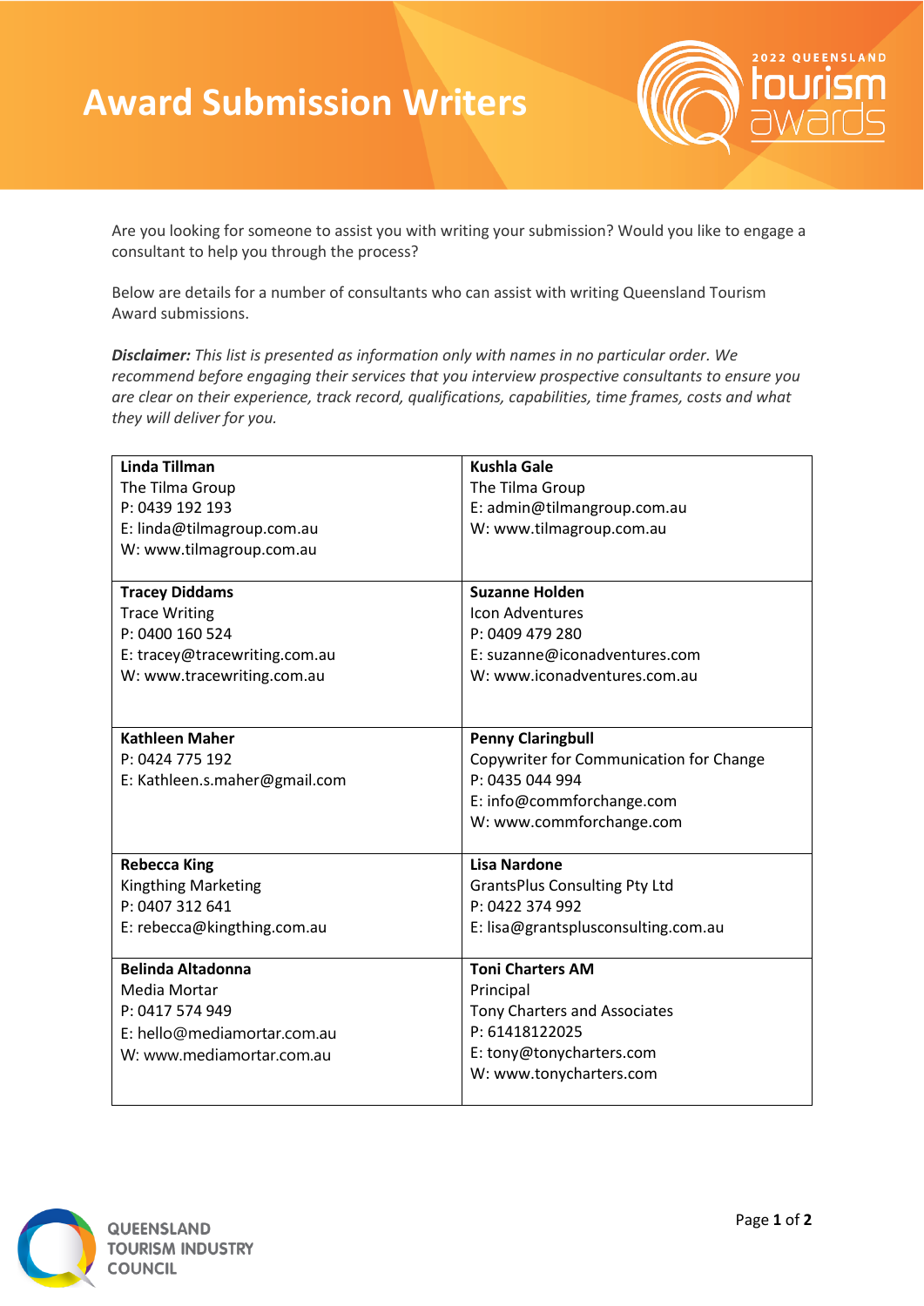# Award Submission Writers

2022 QUEENSLAND tourism awards

Are you looking for someone to assist you with writing your submission? Would you like to engage a consultant to help you through the process?

Below are details for a number of consultants who can assist with writing Queensland Tourism Award submissions.

***Disclaimer:*** *This list is presented as information only with names in no particular order. We recommend before engaging their services that you interview prospective consultants to ensure you are clear on their experience, track record, qualifications, capabilities, time frames, costs and what they will deliver for you.*

| | |
|---|---|
| **Linda Tillman**<br>The Tilma Group<br>P: 0439 192 193<br>E: linda@tilmagroup.com.au<br>W: www.tilmagroup.com.au | **Kushla Gale**<br>The Tilma Group<br>E: admin@tilmangroup.com.au<br>W: www.tilmagroup.com.au |
| **Tracey Diddams**<br>Trace Writing<br>P: 0400 160 524<br>E: tracey@tracewriting.com.au<br>W: www.tracewriting.com.au | **Suzanne Holden**<br>Icon Adventures<br>P: 0409 479 280<br>E: suzanne@iconadventures.com<br>W: www.iconadventures.com.au |
| **Kathleen Maher**<br>P: 0424 775 192<br>E: Kathleen.s.maher@gmail.com | **Penny Claringbull**<br>Copywriter for Communication for Change<br>P: 0435 044 994<br>E: info@commforchange.com<br>W: www.commforchange.com |
| **Rebecca King**<br>Kingthing Marketing<br>P: 0407 312 641<br>E: rebecca@kingthing.com.au | **Lisa Nardone**<br>GrantsPlus Consulting Pty Ltd<br>P: 0422 374 992<br>E: lisa@grantsplusconsulting.com.au |
| **Belinda Altadonna**<br>Media Mortar<br>P: 0417 574 949<br>E: hello@mediamortar.com.au<br>W: www.mediamortar.com.au | **Toni Charters AM**<br>Principal<br>Tony Charters and Associates<br>P: 61418122025<br>E: tony@tonycharters.com<br>W: www.tonycharters.com |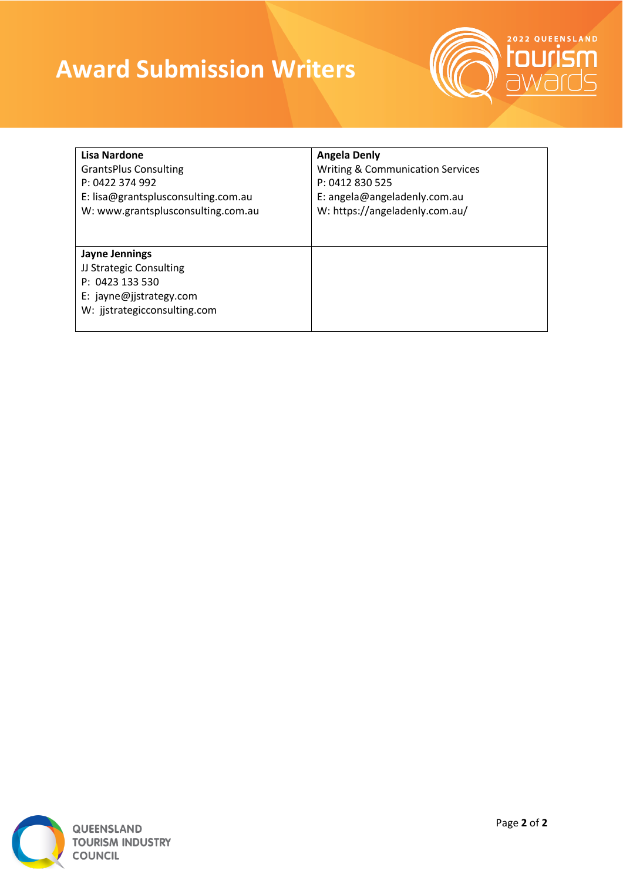# Award Submission Writers

| | |
|---|---|
| **Lisa Nardone**<br>GrantsPlus Consulting<br>P: 0422 374 992<br>E: lisa@grantsplusconsulting.com.au<br>W: www.grantsplusconsulting.com.au | **Angela Denly**<br>Writing & Communication Services<br>P: 0412 830 525<br>E: angela@angeladenly.com.au<br>W: https://angeladenly.com.au/ |
| **Jayne Jennings**<br>JJ Strategic Consulting<br>P: 0423 133 530<br>E: jayne@jjstrategy.com<br>W: jjstrategicconsulting.com | |